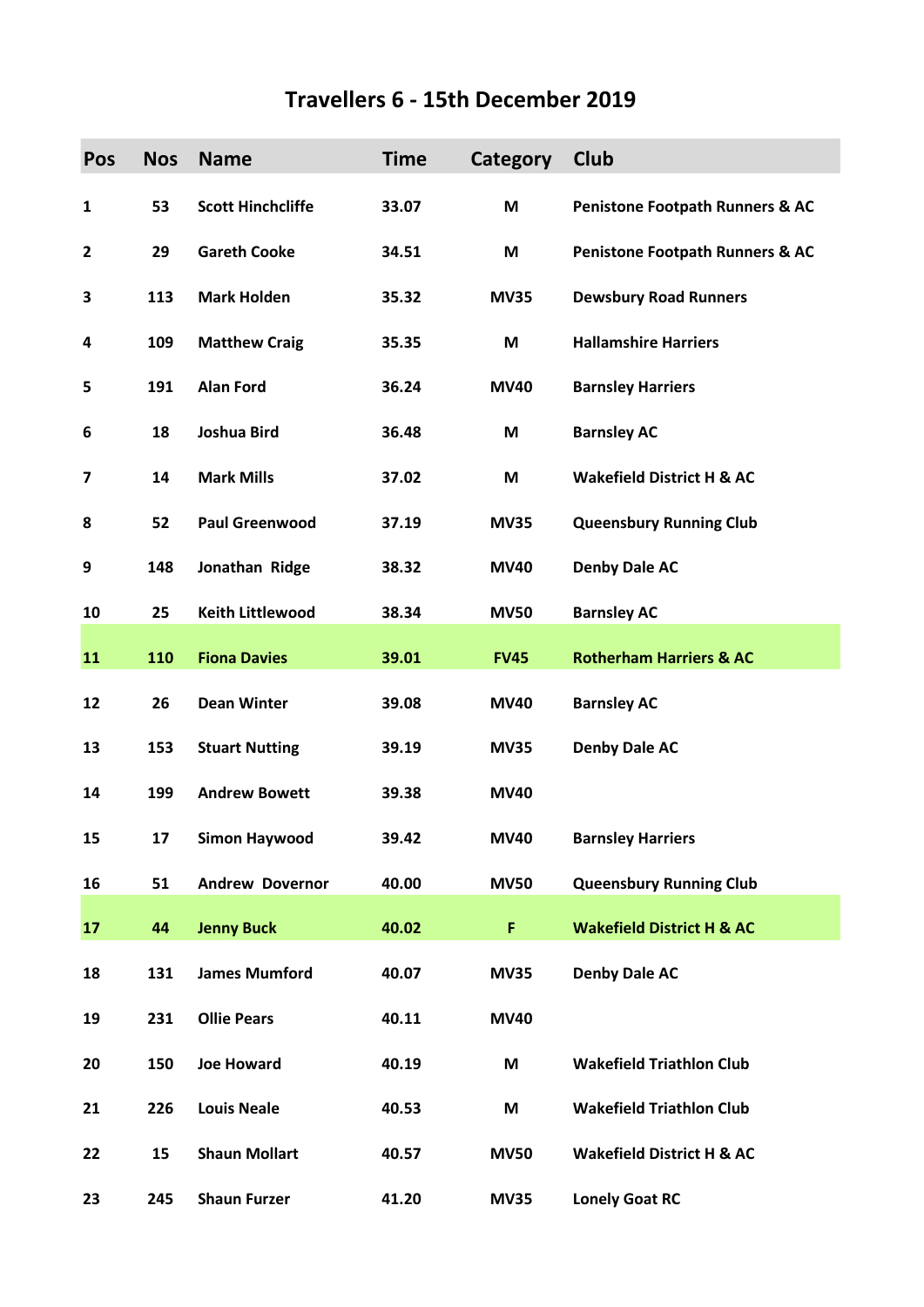# Travellers 6 - 15th December 2019

| Pos | Nos | Name | Time | Category | Club |
|---|---|---|---|---|---|
| 1 | 53 | Scott Hinchcliffe | 33.07 | M | Penistone Footpath Runners & AC |
| 2 | 29 | Gareth Cooke | 34.51 | M | Penistone Footpath Runners & AC |
| 3 | 113 | Mark Holden | 35.32 | MV35 | Dewsbury Road Runners |
| 4 | 109 | Matthew Craig | 35.35 | M | Hallamshire Harriers |
| 5 | 191 | Alan Ford | 36.24 | MV40 | Barnsley Harriers |
| 6 | 18 | Joshua Bird | 36.48 | M | Barnsley AC |
| 7 | 14 | Mark Mills | 37.02 | M | Wakefield District H & AC |
| 8 | 52 | Paul Greenwood | 37.19 | MV35 | Queensbury Running Club |
| 9 | 148 | Jonathan Ridge | 38.32 | MV40 | Denby Dale AC |
| 10 | 25 | Keith Littlewood | 38.34 | MV50 | Barnsley AC |
| 11 | 110 | Fiona Davies | 39.01 | FV45 | Rotherham Harriers & AC |
| 12 | 26 | Dean Winter | 39.08 | MV40 | Barnsley AC |
| 13 | 153 | Stuart Nutting | 39.19 | MV35 | Denby Dale AC |
| 14 | 199 | Andrew Bowett | 39.38 | MV40 | |
| 15 | 17 | Simon Haywood | 39.42 | MV40 | Barnsley Harriers |
| 16 | 51 | Andrew Dovernor | 40.00 | MV50 | Queensbury Running Club |
| 17 | 44 | Jenny Buck | 40.02 | F | Wakefield District H & AC |
| 18 | 131 | James Mumford | 40.07 | MV35 | Denby Dale AC |
| 19 | 231 | Ollie Pears | 40.11 | MV40 | |
| 20 | 150 | Joe Howard | 40.19 | M | Wakefield Triathlon Club |
| 21 | 226 | Louis Neale | 40.53 | M | Wakefield Triathlon Club |
| 22 | 15 | Shaun Mollart | 40.57 | MV50 | Wakefield District H & AC |
| 23 | 245 | Shaun Furzer | 41.20 | MV35 | Lonely Goat RC |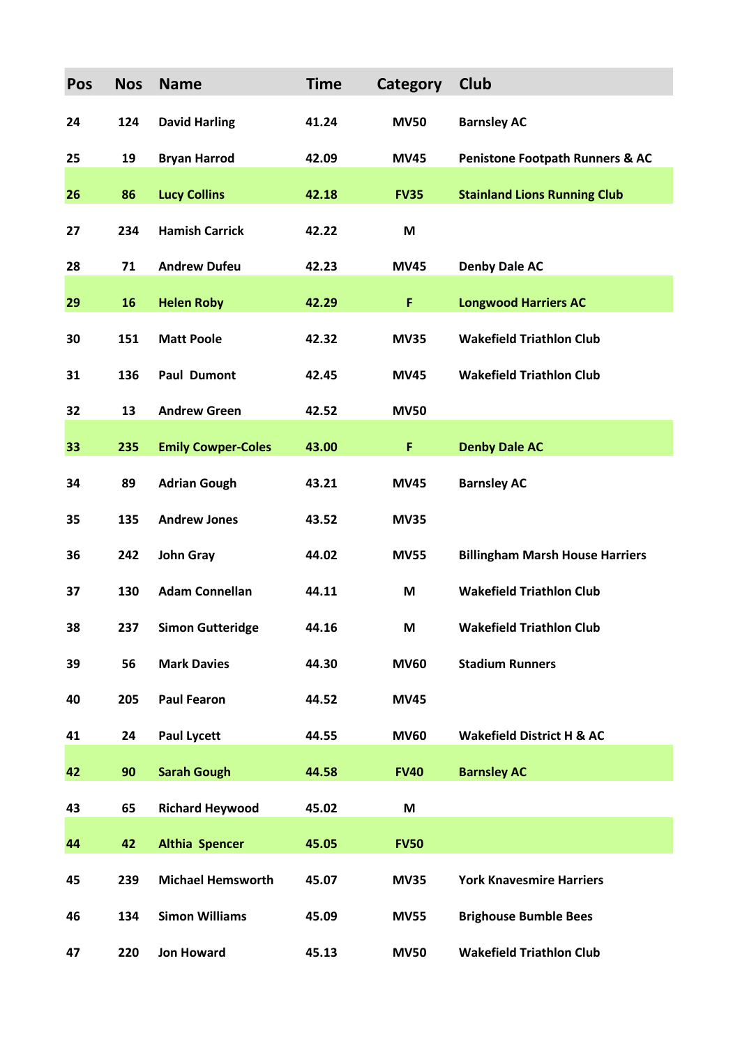| Pos | Nos | Name | Time | Category | Club |
|---|---|---|---|---|---|
| 24 | 124 | David Harling | 41.24 | MV50 | Barnsley AC |
| 25 | 19 | Bryan Harrod | 42.09 | MV45 | Penistone Footpath Runners & AC |
| 26 | 86 | Lucy Collins | 42.18 | FV35 | Stainland Lions Running Club |
| 27 | 234 | Hamish Carrick | 42.22 | M | |
| 28 | 71 | Andrew Dufeu | 42.23 | MV45 | Denby Dale AC |
| 29 | 16 | Helen Roby | 42.29 | F | Longwood Harriers AC |
| 30 | 151 | Matt Poole | 42.32 | MV35 | Wakefield Triathlon Club |
| 31 | 136 | Paul Dumont | 42.45 | MV45 | Wakefield Triathlon Club |
| 32 | 13 | Andrew Green | 42.52 | MV50 | |
| 33 | 235 | Emily Cowper-Coles | 43.00 | F | Denby Dale AC |
| 34 | 89 | Adrian Gough | 43.21 | MV45 | Barnsley AC |
| 35 | 135 | Andrew Jones | 43.52 | MV35 | |
| 36 | 242 | John Gray | 44.02 | MV55 | Billingham Marsh House Harriers |
| 37 | 130 | Adam Connellan | 44.11 | M | Wakefield Triathlon Club |
| 38 | 237 | Simon Gutteridge | 44.16 | M | Wakefield Triathlon Club |
| 39 | 56 | Mark Davies | 44.30 | MV60 | Stadium Runners |
| 40 | 205 | Paul Fearon | 44.52 | MV45 | |
| 41 | 24 | Paul Lycett | 44.55 | MV60 | Wakefield District H & AC |
| 42 | 90 | Sarah Gough | 44.58 | FV40 | Barnsley AC |
| 43 | 65 | Richard Heywood | 45.02 | M | |
| 44 | 42 | Althia Spencer | 45.05 | FV50 | |
| 45 | 239 | Michael Hemsworth | 45.07 | MV35 | York Knavesmire Harriers |
| 46 | 134 | Simon Williams | 45.09 | MV55 | Brighouse Bumble Bees |
| 47 | 220 | Jon Howard | 45.13 | MV50 | Wakefield Triathlon Club |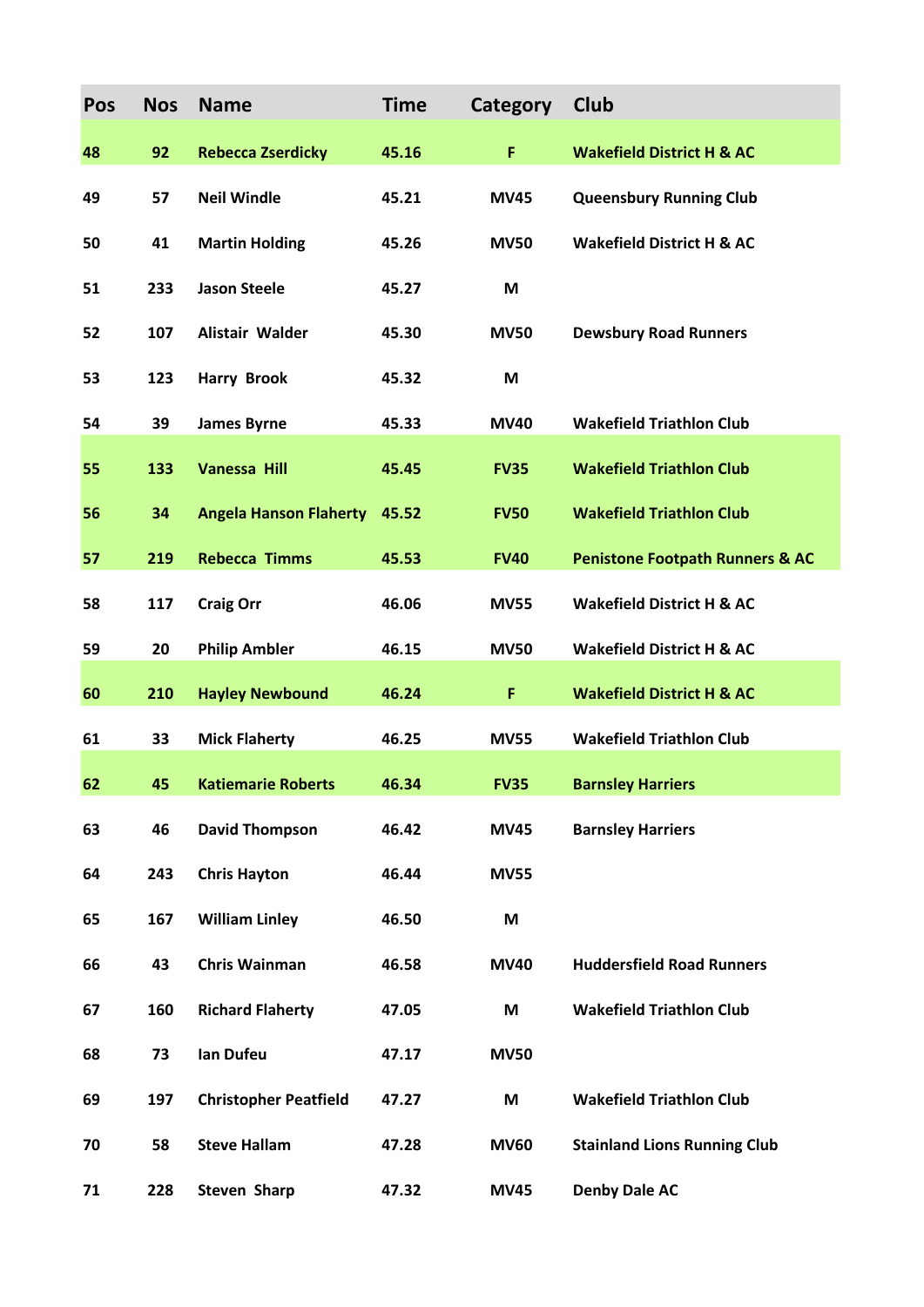| Pos | Nos | Name | Time | Category | Club |
|---|---|---|---|---|---|
| 48 | 92 | Rebecca Zserdicky | 45.16 | F | Wakefield District H & AC |
| 49 | 57 | Neil Windle | 45.21 | MV45 | Queensbury Running Club |
| 50 | 41 | Martin Holding | 45.26 | MV50 | Wakefield District H & AC |
| 51 | 233 | Jason Steele | 45.27 | M | |
| 52 | 107 | Alistair Walder | 45.30 | MV50 | Dewsbury Road Runners |
| 53 | 123 | Harry Brook | 45.32 | M | |
| 54 | 39 | James Byrne | 45.33 | MV40 | Wakefield Triathlon Club |
| 55 | 133 | Vanessa Hill | 45.45 | FV35 | Wakefield Triathlon Club |
| 56 | 34 | Angela Hanson Flaherty | 45.52 | FV50 | Wakefield Triathlon Club |
| 57 | 219 | Rebecca Timms | 45.53 | FV40 | Penistone Footpath Runners & AC |
| 58 | 117 | Craig Orr | 46.06 | MV55 | Wakefield District H & AC |
| 59 | 20 | Philip Ambler | 46.15 | MV50 | Wakefield District H & AC |
| 60 | 210 | Hayley Newbound | 46.24 | F | Wakefield District H & AC |
| 61 | 33 | Mick Flaherty | 46.25 | MV55 | Wakefield Triathlon Club |
| 62 | 45 | Katiemarie Roberts | 46.34 | FV35 | Barnsley Harriers |
| 63 | 46 | David Thompson | 46.42 | MV45 | Barnsley Harriers |
| 64 | 243 | Chris Hayton | 46.44 | MV55 | |
| 65 | 167 | William Linley | 46.50 | M | |
| 66 | 43 | Chris Wainman | 46.58 | MV40 | Huddersfield Road Runners |
| 67 | 160 | Richard Flaherty | 47.05 | M | Wakefield Triathlon Club |
| 68 | 73 | Ian Dufeu | 47.17 | MV50 | |
| 69 | 197 | Christopher Peatfield | 47.27 | M | Wakefield Triathlon Club |
| 70 | 58 | Steve Hallam | 47.28 | MV60 | Stainland Lions Running Club |
| 71 | 228 | Steven Sharp | 47.32 | MV45 | Denby Dale AC |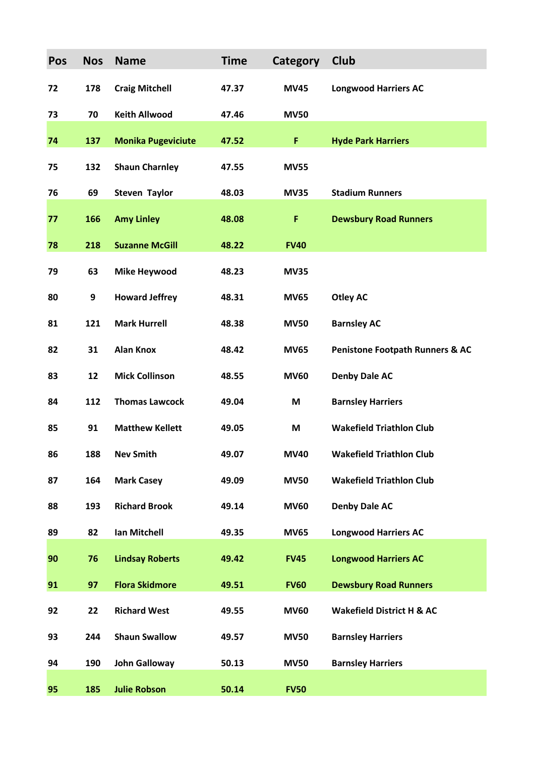| Pos | Nos | Name | Time | Category | Club |
|---|---|---|---|---|---|
| 72 | 178 | Craig Mitchell | 47.37 | MV45 | Longwood Harriers AC |
| 73 | 70 | Keith Allwood | 47.46 | MV50 | |
| 74 | 137 | Monika Pugeviciute | 47.52 | F | Hyde Park Harriers |
| 75 | 132 | Shaun Charnley | 47.55 | MV55 | |
| 76 | 69 | Steven  Taylor | 48.03 | MV35 | Stadium Runners |
| 77 | 166 | Amy Linley | 48.08 | F | Dewsbury Road Runners |
| 78 | 218 | Suzanne McGill | 48.22 | FV40 | |
| 79 | 63 | Mike Heywood | 48.23 | MV35 | |
| 80 | 9 | Howard Jeffrey | 48.31 | MV65 | Otley AC |
| 81 | 121 | Mark Hurrell | 48.38 | MV50 | Barnsley AC |
| 82 | 31 | Alan Knox | 48.42 | MV65 | Penistone Footpath Runners & AC |
| 83 | 12 | Mick Collinson | 48.55 | MV60 | Denby Dale AC |
| 84 | 112 | Thomas Lawcock | 49.04 | M | Barnsley Harriers |
| 85 | 91 | Matthew Kellett | 49.05 | M | Wakefield Triathlon Club |
| 86 | 188 | Nev Smith | 49.07 | MV40 | Wakefield Triathlon Club |
| 87 | 164 | Mark Casey | 49.09 | MV50 | Wakefield Triathlon Club |
| 88 | 193 | Richard Brook | 49.14 | MV60 | Denby Dale AC |
| 89 | 82 | Ian Mitchell | 49.35 | MV65 | Longwood Harriers AC |
| 90 | 76 | Lindsay Roberts | 49.42 | FV45 | Longwood Harriers AC |
| 91 | 97 | Flora Skidmore | 49.51 | FV60 | Dewsbury Road Runners |
| 92 | 22 | Richard West | 49.55 | MV60 | Wakefield District H & AC |
| 93 | 244 | Shaun Swallow | 49.57 | MV50 | Barnsley Harriers |
| 94 | 190 | John Galloway | 50.13 | MV50 | Barnsley Harriers |
| 95 | 185 | Julie Robson | 50.14 | FV50 | |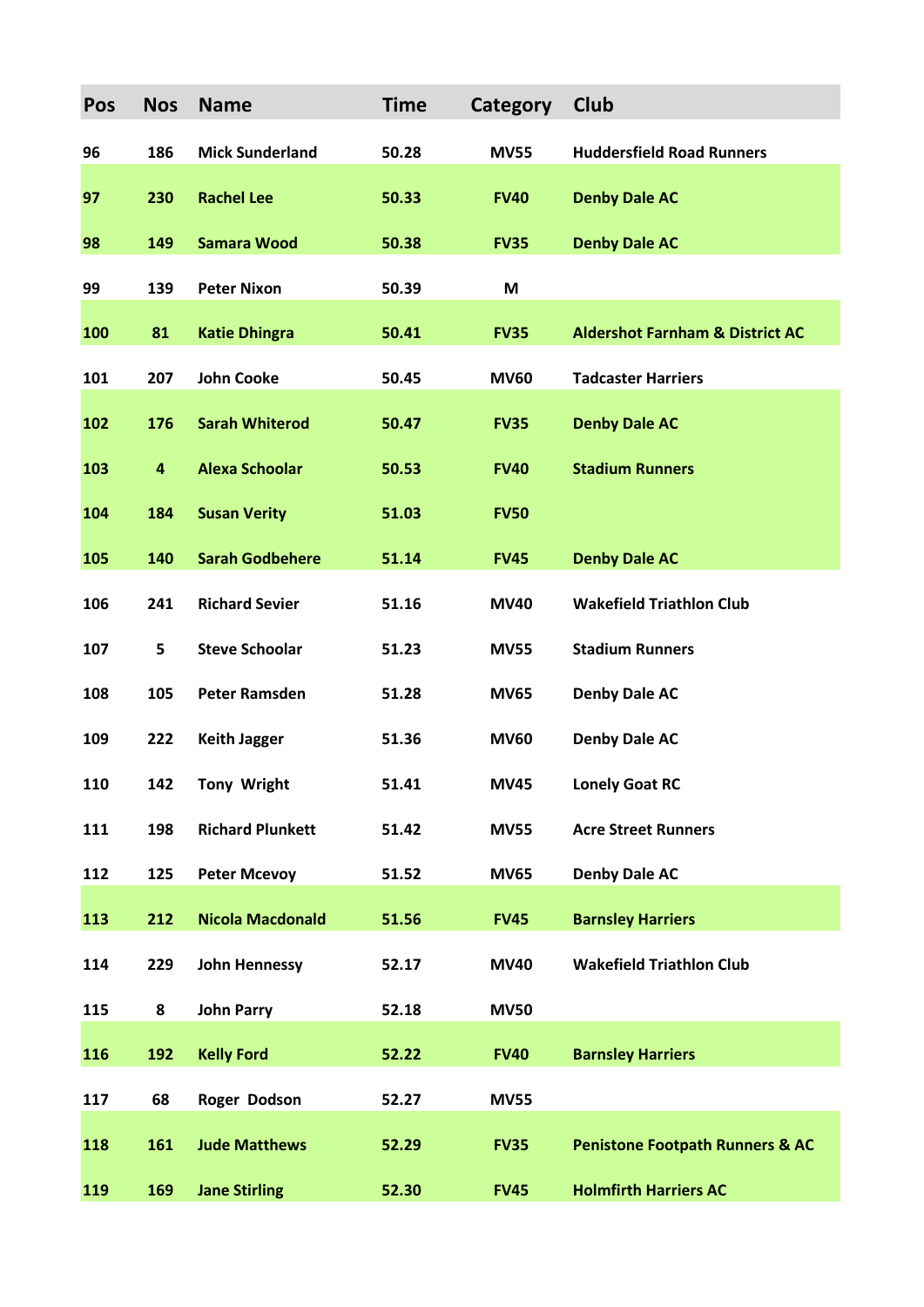| Pos | Nos | Name | Time | Category | Club |
|---|---|---|---|---|---|
| 96 | 186 | Mick Sunderland | 50.28 | MV55 | Huddersfield Road Runners |
| 97 | 230 | Rachel Lee | 50.33 | FV40 | Denby Dale AC |
| 98 | 149 | Samara Wood | 50.38 | FV35 | Denby Dale AC |
| 99 | 139 | Peter Nixon | 50.39 | M | |
| 100 | 81 | Katie Dhingra | 50.41 | FV35 | Aldershot Farnham & District AC |
| 101 | 207 | John Cooke | 50.45 | MV60 | Tadcaster Harriers |
| 102 | 176 | Sarah Whiterod | 50.47 | FV35 | Denby Dale AC |
| 103 | 4 | Alexa Schoolar | 50.53 | FV40 | Stadium Runners |
| 104 | 184 | Susan Verity | 51.03 | FV50 | |
| 105 | 140 | Sarah Godbehere | 51.14 | FV45 | Denby Dale AC |
| 106 | 241 | Richard Sevier | 51.16 | MV40 | Wakefield Triathlon Club |
| 107 | 5 | Steve Schoolar | 51.23 | MV55 | Stadium Runners |
| 108 | 105 | Peter Ramsden | 51.28 | MV65 | Denby Dale AC |
| 109 | 222 | Keith Jagger | 51.36 | MV60 | Denby Dale AC |
| 110 | 142 | Tony Wright | 51.41 | MV45 | Lonely Goat RC |
| 111 | 198 | Richard Plunkett | 51.42 | MV55 | Acre Street Runners |
| 112 | 125 | Peter Mcevoy | 51.52 | MV65 | Denby Dale AC |
| 113 | 212 | Nicola Macdonald | 51.56 | FV45 | Barnsley Harriers |
| 114 | 229 | John Hennessy | 52.17 | MV40 | Wakefield Triathlon Club |
| 115 | 8 | John Parry | 52.18 | MV50 | |
| 116 | 192 | Kelly Ford | 52.22 | FV40 | Barnsley Harriers |
| 117 | 68 | Roger Dodson | 52.27 | MV55 | |
| 118 | 161 | Jude Matthews | 52.29 | FV35 | Penistone Footpath Runners & AC |
| 119 | 169 | Jane Stirling | 52.30 | FV45 | Holmfirth Harriers AC |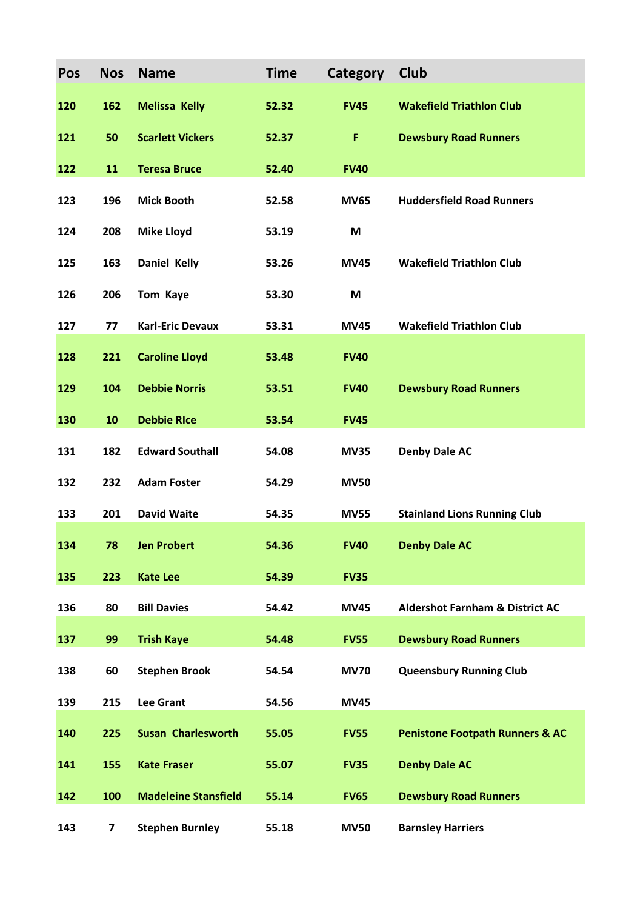| Pos | Nos | Name | Time | Category | Club |
|---|---|---|---|---|---|
| 120 | 162 | Melissa  Kelly | 52.32 | FV45 | Wakefield Triathlon Club |
| 121 | 50 | Scarlett Vickers | 52.37 | F | Dewsbury Road Runners |
| 122 | 11 | Teresa Bruce | 52.40 | FV40 | |
| 123 | 196 | Mick Booth | 52.58 | MV65 | Huddersfield Road Runners |
| 124 | 208 | Mike Lloyd | 53.19 | M | |
| 125 | 163 | Daniel  Kelly | 53.26 | MV45 | Wakefield Triathlon Club |
| 126 | 206 | Tom  Kaye | 53.30 | M | |
| 127 | 77 | Karl-Eric Devaux | 53.31 | MV45 | Wakefield Triathlon Club |
| 128 | 221 | Caroline Lloyd | 53.48 | FV40 | |
| 129 | 104 | Debbie Norris | 53.51 | FV40 | Dewsbury Road Runners |
| 130 | 10 | Debbie RIce | 53.54 | FV45 | |
| 131 | 182 | Edward Southall | 54.08 | MV35 | Denby Dale AC |
| 132 | 232 | Adam Foster | 54.29 | MV50 | |
| 133 | 201 | David Waite | 54.35 | MV55 | Stainland Lions Running Club |
| 134 | 78 | Jen Probert | 54.36 | FV40 | Denby Dale AC |
| 135 | 223 | Kate Lee | 54.39 | FV35 | |
| 136 | 80 | Bill Davies | 54.42 | MV45 | Aldershot Farnham & District AC |
| 137 | 99 | Trish Kaye | 54.48 | FV55 | Dewsbury Road Runners |
| 138 | 60 | Stephen Brook | 54.54 | MV70 | Queensbury Running Club |
| 139 | 215 | Lee Grant | 54.56 | MV45 | |
| 140 | 225 | Susan  Charlesworth | 55.05 | FV55 | Penistone Footpath Runners & AC |
| 141 | 155 | Kate Fraser | 55.07 | FV35 | Denby Dale AC |
| 142 | 100 | Madeleine Stansfield | 55.14 | FV65 | Dewsbury Road Runners |
| 143 | 7 | Stephen Burnley | 55.18 | MV50 | Barnsley Harriers |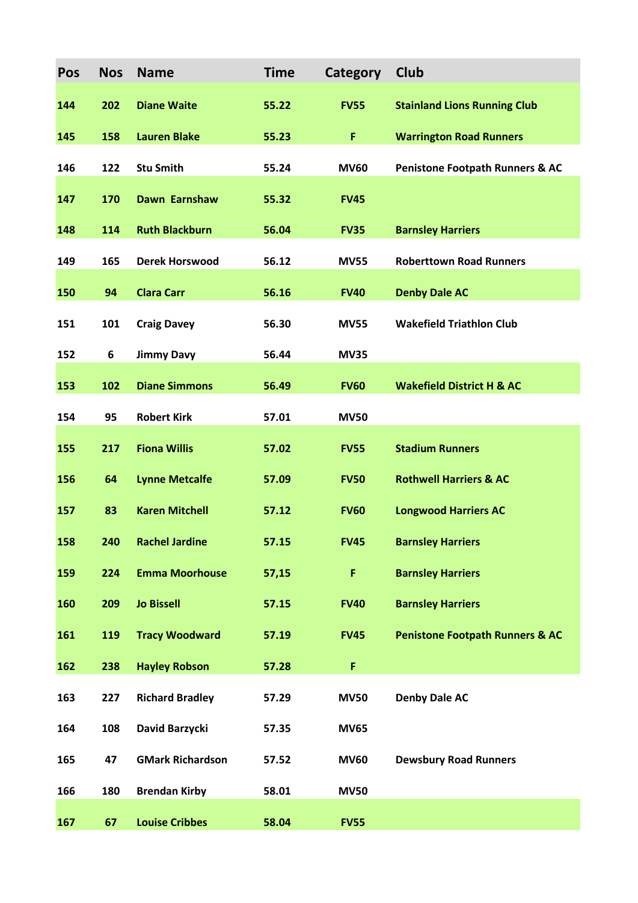| Pos | Nos | Name | Time | Category | Club |
|---|---|---|---|---|---|
| 144 | 202 | Diane Waite | 55.22 | FV55 | Stainland Lions Running Club |
| 145 | 158 | Lauren Blake | 55.23 | F | Warrington Road Runners |
| 146 | 122 | Stu Smith | 55.24 | MV60 | Penistone Footpath Runners & AC |
| 147 | 170 | Dawn  Earnshaw | 55.32 | FV45 | |
| 148 | 114 | Ruth Blackburn | 56.04 | FV35 | Barnsley Harriers |
| 149 | 165 | Derek Horswood | 56.12 | MV55 | Roberttown Road Runners |
| 150 | 94 | Clara Carr | 56.16 | FV40 | Denby Dale AC |
| 151 | 101 | Craig Davey | 56.30 | MV55 | Wakefield Triathlon Club |
| 152 | 6 | Jimmy Davy | 56.44 | MV35 | |
| 153 | 102 | Diane Simmons | 56.49 | FV60 | Wakefield District H & AC |
| 154 | 95 | Robert Kirk | 57.01 | MV50 | |
| 155 | 217 | Fiona Willis | 57.02 | FV55 | Stadium Runners |
| 156 | 64 | Lynne Metcalfe | 57.09 | FV50 | Rothwell Harriers & AC |
| 157 | 83 | Karen Mitchell | 57.12 | FV60 | Longwood Harriers AC |
| 158 | 240 | Rachel Jardine | 57.15 | FV45 | Barnsley Harriers |
| 159 | 224 | Emma Moorhouse | 57,15 | F | Barnsley Harriers |
| 160 | 209 | Jo Bissell | 57.15 | FV40 | Barnsley Harriers |
| 161 | 119 | Tracy Woodward | 57.19 | FV45 | Penistone Footpath Runners & AC |
| 162 | 238 | Hayley Robson | 57.28 | F | |
| 163 | 227 | Richard Bradley | 57.29 | MV50 | Denby Dale AC |
| 164 | 108 | David Barzycki | 57.35 | MV65 | |
| 165 | 47 | GMark Richardson | 57.52 | MV60 | Dewsbury Road Runners |
| 166 | 180 | Brendan Kirby | 58.01 | MV50 | |
| 167 | 67 | Louise Cribbes | 58.04 | FV55 | |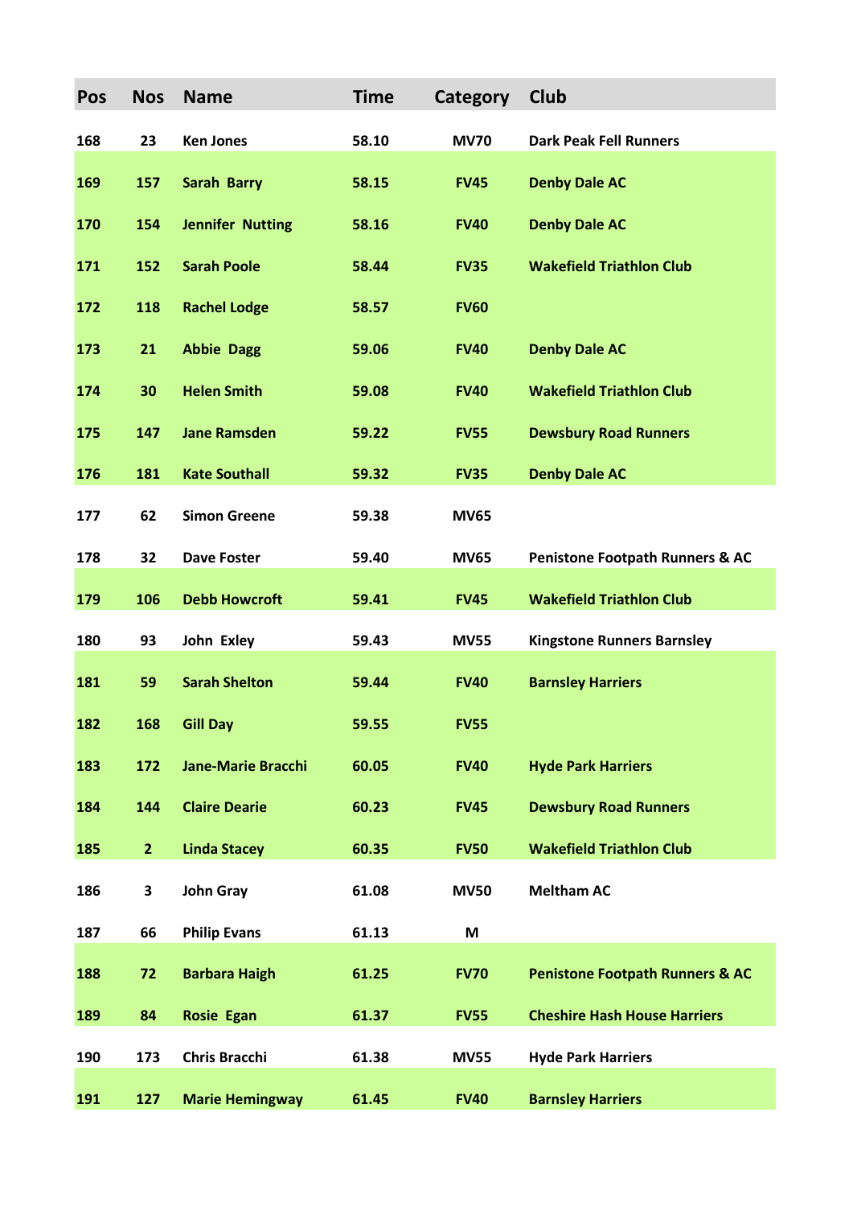| Pos | Nos | Name | Time | Category | Club |
|---|---|---|---|---|---|
| 168 | 23 | Ken Jones | 58.10 | MV70 | Dark Peak Fell Runners |
| 169 | 157 | Sarah Barry | 58.15 | FV45 | Denby Dale AC |
| 170 | 154 | Jennifer Nutting | 58.16 | FV40 | Denby Dale AC |
| 171 | 152 | Sarah Poole | 58.44 | FV35 | Wakefield Triathlon Club |
| 172 | 118 | Rachel Lodge | 58.57 | FV60 | |
| 173 | 21 | Abbie Dagg | 59.06 | FV40 | Denby Dale AC |
| 174 | 30 | Helen Smith | 59.08 | FV40 | Wakefield Triathlon Club |
| 175 | 147 | Jane Ramsden | 59.22 | FV55 | Dewsbury Road Runners |
| 176 | 181 | Kate Southall | 59.32 | FV35 | Denby Dale AC |
| 177 | 62 | Simon Greene | 59.38 | MV65 | |
| 178 | 32 | Dave Foster | 59.40 | MV65 | Penistone Footpath Runners & AC |
| 179 | 106 | Debb Howcroft | 59.41 | FV45 | Wakefield Triathlon Club |
| 180 | 93 | John Exley | 59.43 | MV55 | Kingstone Runners Barnsley |
| 181 | 59 | Sarah Shelton | 59.44 | FV40 | Barnsley Harriers |
| 182 | 168 | Gill Day | 59.55 | FV55 | |
| 183 | 172 | Jane-Marie Bracchi | 60.05 | FV40 | Hyde Park Harriers |
| 184 | 144 | Claire Dearie | 60.23 | FV45 | Dewsbury Road Runners |
| 185 | 2 | Linda Stacey | 60.35 | FV50 | Wakefield Triathlon Club |
| 186 | 3 | John Gray | 61.08 | MV50 | Meltham AC |
| 187 | 66 | Philip Evans | 61.13 | M | |
| 188 | 72 | Barbara Haigh | 61.25 | FV70 | Penistone Footpath Runners & AC |
| 189 | 84 | Rosie Egan | 61.37 | FV55 | Cheshire Hash House Harriers |
| 190 | 173 | Chris Bracchi | 61.38 | MV55 | Hyde Park Harriers |
| 191 | 127 | Marie Hemingway | 61.45 | FV40 | Barnsley Harriers |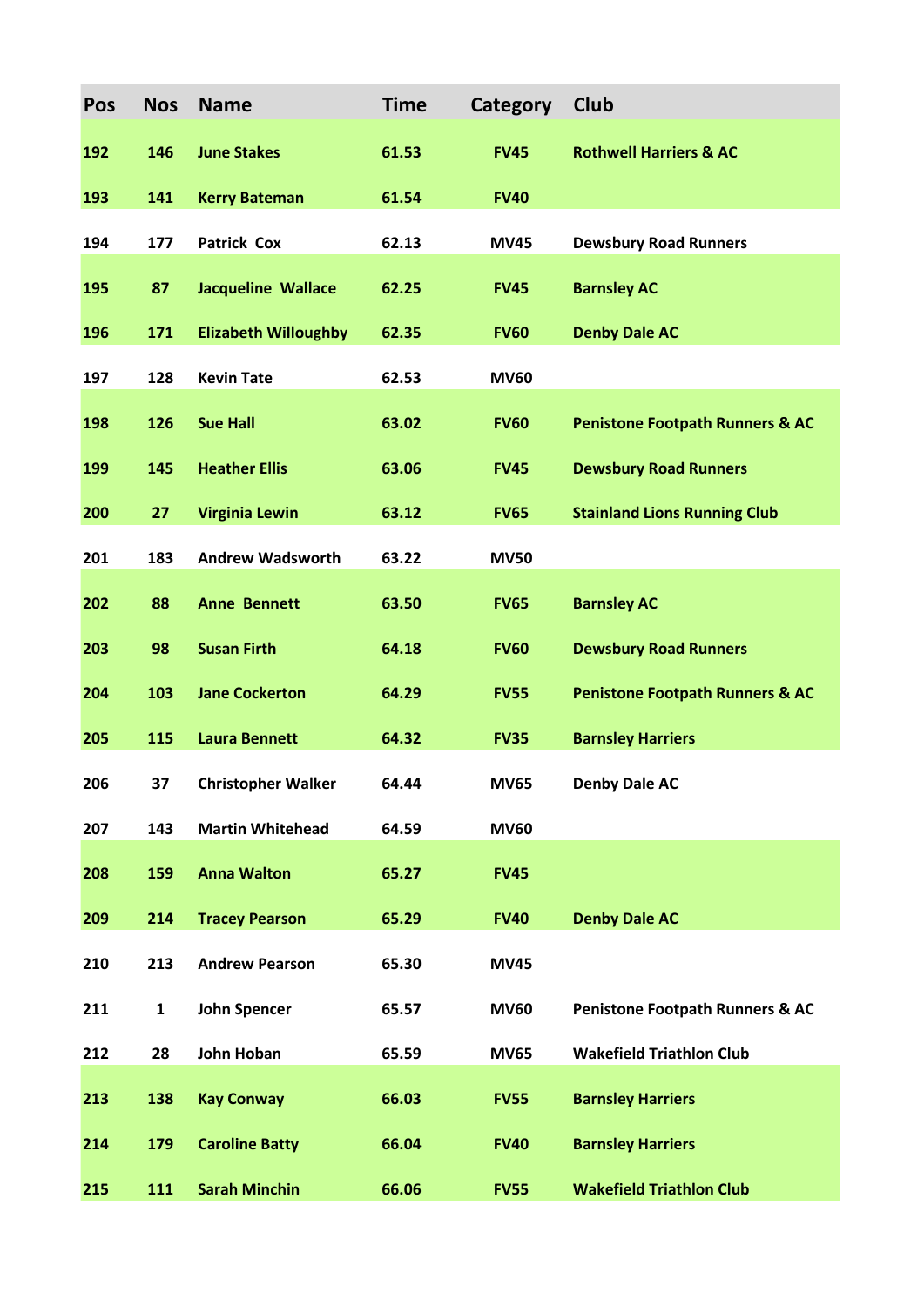| Pos | Nos | Name | Time | Category | Club |
|---|---|---|---|---|---|
| 192 | 146 | June Stakes | 61.53 | FV45 | Rothwell Harriers & AC |
| 193 | 141 | Kerry Bateman | 61.54 | FV40 | |
| 194 | 177 | Patrick Cox | 62.13 | MV45 | Dewsbury Road Runners |
| 195 | 87 | Jacqueline Wallace | 62.25 | FV45 | Barnsley AC |
| 196 | 171 | Elizabeth Willoughby | 62.35 | FV60 | Denby Dale AC |
| 197 | 128 | Kevin Tate | 62.53 | MV60 | |
| 198 | 126 | Sue Hall | 63.02 | FV60 | Penistone Footpath Runners & AC |
| 199 | 145 | Heather Ellis | 63.06 | FV45 | Dewsbury Road Runners |
| 200 | 27 | Virginia Lewin | 63.12 | FV65 | Stainland Lions Running Club |
| 201 | 183 | Andrew Wadsworth | 63.22 | MV50 | |
| 202 | 88 | Anne Bennett | 63.50 | FV65 | Barnsley AC |
| 203 | 98 | Susan Firth | 64.18 | FV60 | Dewsbury Road Runners |
| 204 | 103 | Jane Cockerton | 64.29 | FV55 | Penistone Footpath Runners & AC |
| 205 | 115 | Laura Bennett | 64.32 | FV35 | Barnsley Harriers |
| 206 | 37 | Christopher Walker | 64.44 | MV65 | Denby Dale AC |
| 207 | 143 | Martin Whitehead | 64.59 | MV60 | |
| 208 | 159 | Anna Walton | 65.27 | FV45 | |
| 209 | 214 | Tracey Pearson | 65.29 | FV40 | Denby Dale AC |
| 210 | 213 | Andrew Pearson | 65.30 | MV45 | |
| 211 | 1 | John Spencer | 65.57 | MV60 | Penistone Footpath Runners & AC |
| 212 | 28 | John Hoban | 65.59 | MV65 | Wakefield Triathlon Club |
| 213 | 138 | Kay Conway | 66.03 | FV55 | Barnsley Harriers |
| 214 | 179 | Caroline Batty | 66.04 | FV40 | Barnsley Harriers |
| 215 | 111 | Sarah Minchin | 66.06 | FV55 | Wakefield Triathlon Club |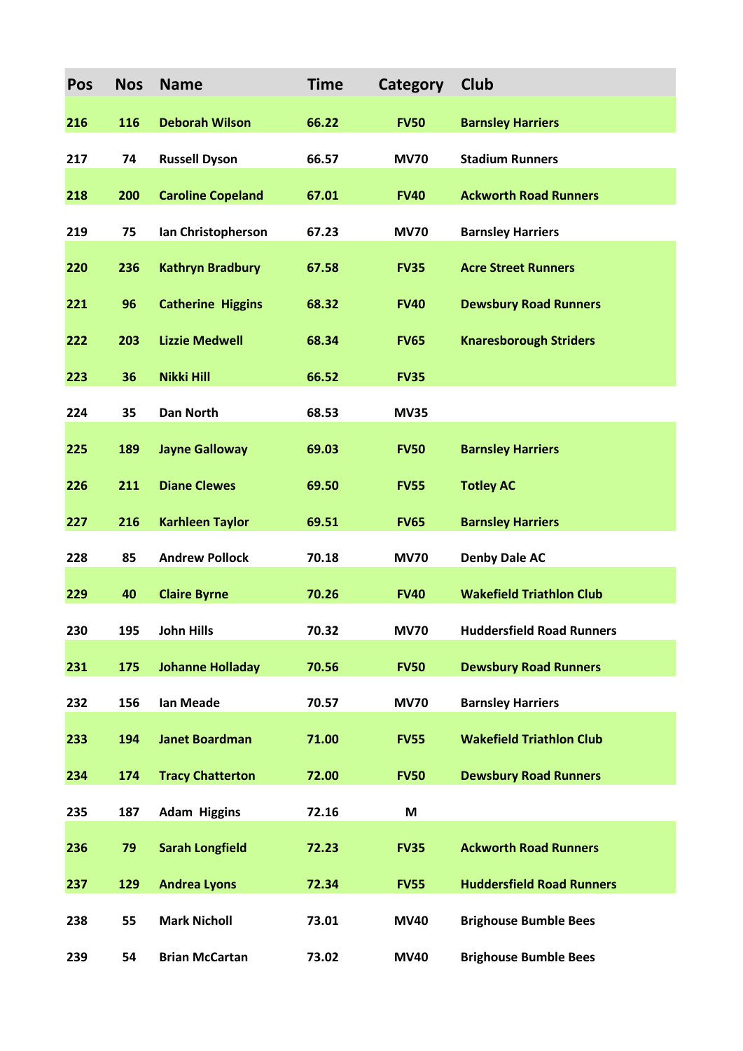| Pos | Nos | Name | Time | Category | Club |
|---|---|---|---|---|---|
| 216 | 116 | Deborah Wilson | 66.22 | FV50 | Barnsley Harriers |
| 217 | 74 | Russell Dyson | 66.57 | MV70 | Stadium Runners |
| 218 | 200 | Caroline Copeland | 67.01 | FV40 | Ackworth Road Runners |
| 219 | 75 | Ian Christopherson | 67.23 | MV70 | Barnsley Harriers |
| 220 | 236 | Kathryn Bradbury | 67.58 | FV35 | Acre Street Runners |
| 221 | 96 | Catherine Higgins | 68.32 | FV40 | Dewsbury Road Runners |
| 222 | 203 | Lizzie Medwell | 68.34 | FV65 | Knaresborough Striders |
| 223 | 36 | Nikki Hill | 66.52 | FV35 | |
| 224 | 35 | Dan North | 68.53 | MV35 | |
| 225 | 189 | Jayne Galloway | 69.03 | FV50 | Barnsley Harriers |
| 226 | 211 | Diane Clewes | 69.50 | FV55 | Totley AC |
| 227 | 216 | Karhleen Taylor | 69.51 | FV65 | Barnsley Harriers |
| 228 | 85 | Andrew Pollock | 70.18 | MV70 | Denby Dale AC |
| 229 | 40 | Claire Byrne | 70.26 | FV40 | Wakefield Triathlon Club |
| 230 | 195 | John Hills | 70.32 | MV70 | Huddersfield Road Runners |
| 231 | 175 | Johanne Holladay | 70.56 | FV50 | Dewsbury Road Runners |
| 232 | 156 | Ian Meade | 70.57 | MV70 | Barnsley Harriers |
| 233 | 194 | Janet Boardman | 71.00 | FV55 | Wakefield Triathlon Club |
| 234 | 174 | Tracy Chatterton | 72.00 | FV50 | Dewsbury Road Runners |
| 235 | 187 | Adam Higgins | 72.16 | M | |
| 236 | 79 | Sarah Longfield | 72.23 | FV35 | Ackworth Road Runners |
| 237 | 129 | Andrea Lyons | 72.34 | FV55 | Huddersfield Road Runners |
| 238 | 55 | Mark Nicholl | 73.01 | MV40 | Brighouse Bumble Bees |
| 239 | 54 | Brian McCartan | 73.02 | MV40 | Brighouse Bumble Bees |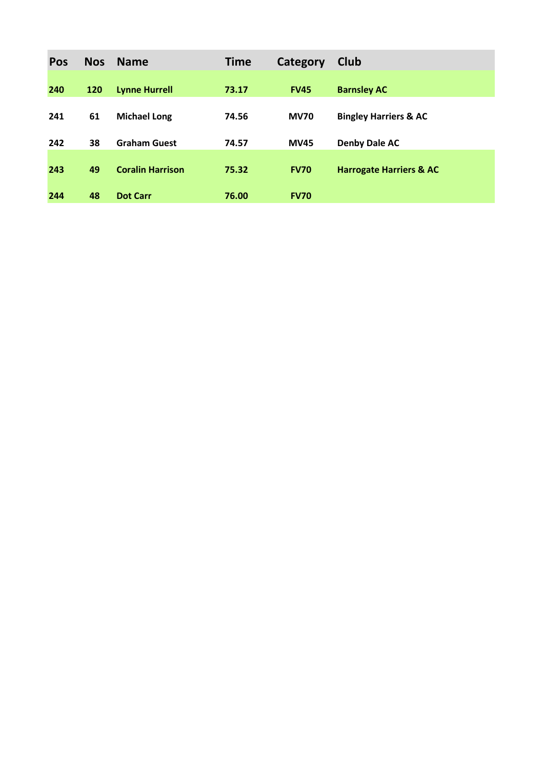| Pos | Nos | Name | Time | Category | Club |
|---|---|---|---|---|---|
| 240 | 120 | Lynne Hurrell | 73.17 | FV45 | Barnsley AC |
| 241 | 61 | Michael Long | 74.56 | MV70 | Bingley Harriers & AC |
| 242 | 38 | Graham Guest | 74.57 | MV45 | Denby Dale AC |
| 243 | 49 | Coralin Harrison | 75.32 | FV70 | Harrogate Harriers & AC |
| 244 | 48 | Dot Carr | 76.00 | FV70 | |